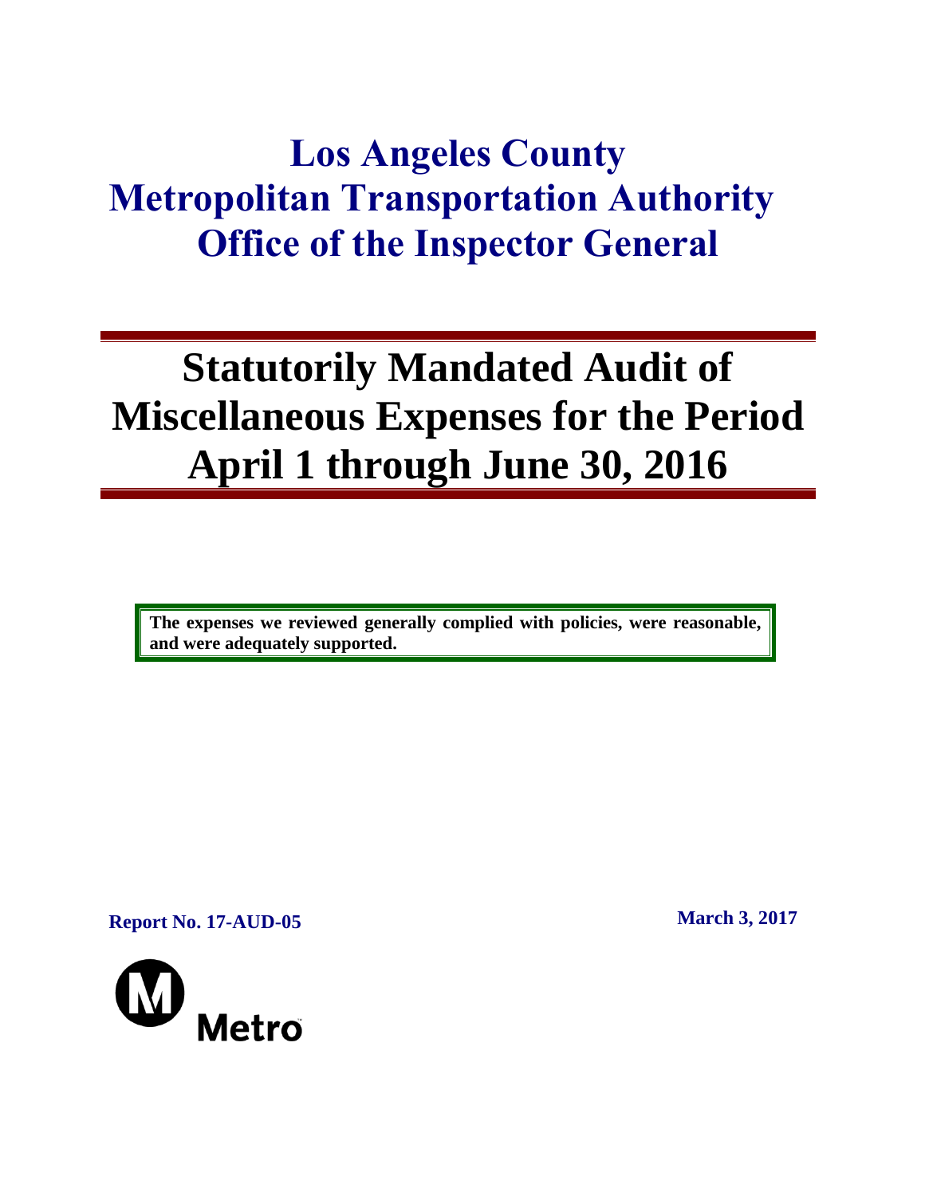# Los Angeles County Metropolitan Transportation Authority Office of the Inspector General

# Statutorily Mandated Audit of Miscellaneous Expenses for the Period April 1 through June 30, 2016

**The expenses we reviewed generally complied with policies, were reasonable, and were adequately supported.**

**Report No. 17-AUD-05**

**March 3, 2017**

Metro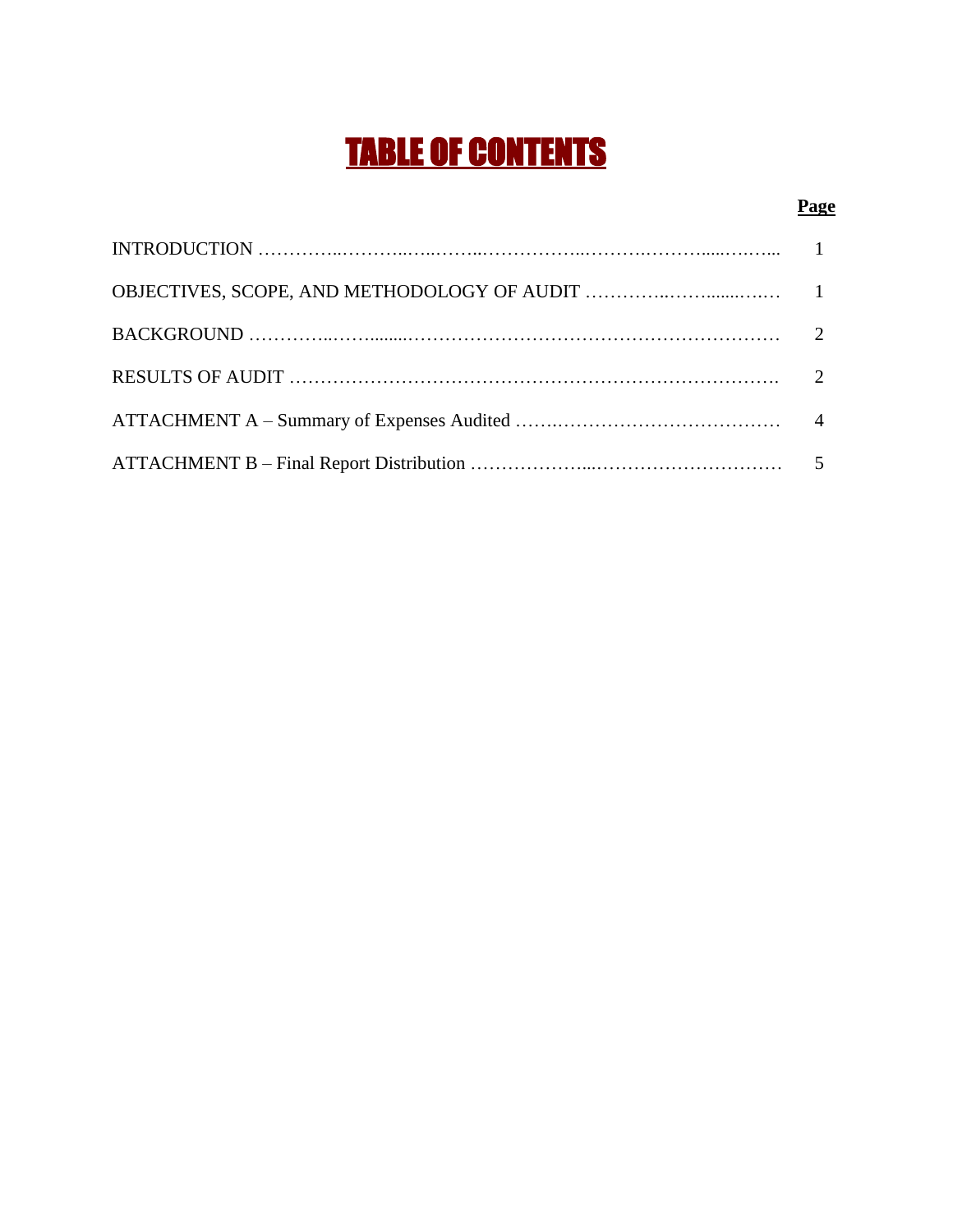# TABLE OF CONTENTS

| | Page |
|---|---|
| INTRODUCTION | 1 |
| OBJECTIVES, SCOPE, AND METHODOLOGY OF AUDIT | 1 |
| BACKGROUND | 2 |
| RESULTS OF AUDIT | 2 |
| ATTACHMENT A – Summary of Expenses Audited | 4 |
| ATTACHMENT B – Final Report Distribution | 5 |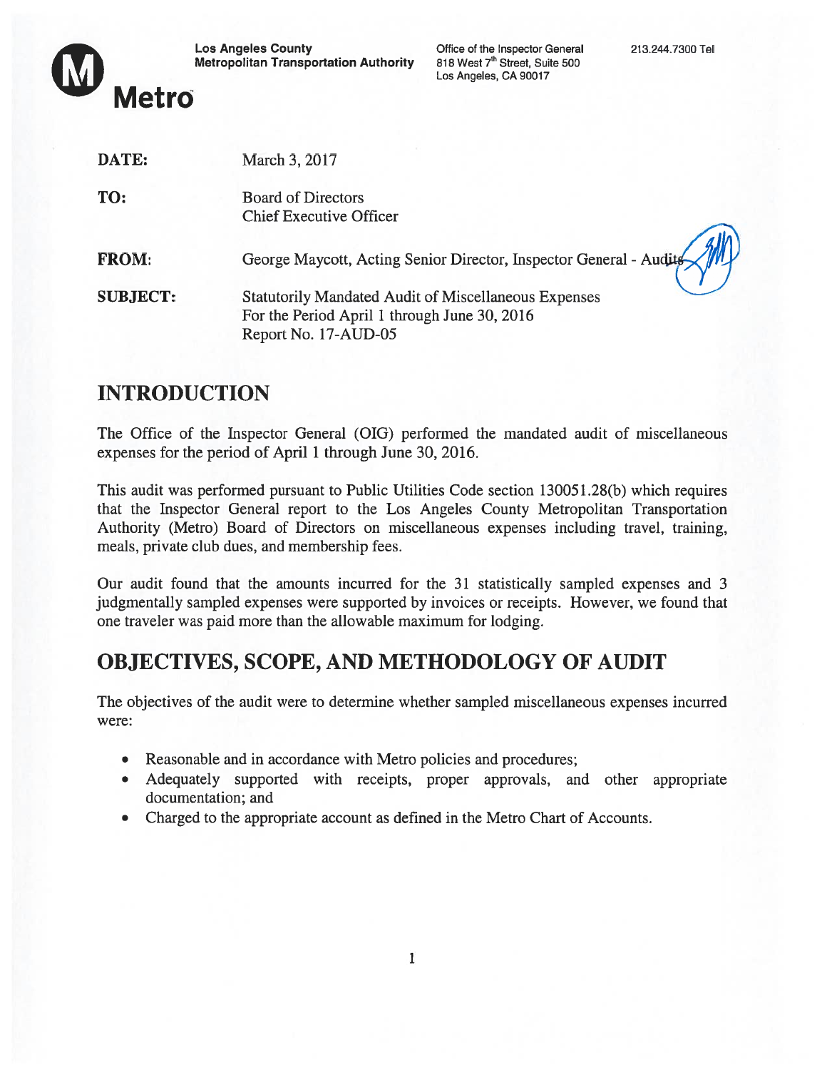**Los Angeles County Metropolitan Transportation Authority**

**Metro**

Office of the Inspector General
818 West 7th Street, Suite 500
Los Angeles, CA 90017

213.244.7300 Tel

| | |
|---|---|
| **DATE:** | March 3, 2017 |
| **TO:** | Board of Directors<br>Chief Executive Officer |
| **FROM:** | George Maycott, Acting Senior Director, Inspector General - Audits |
| **SUBJECT:** | Statutorily Mandated Audit of Miscellaneous Expenses<br>For the Period April 1 through June 30, 2016<br>Report No. 17-AUD-05 |

## INTRODUCTION

The Office of the Inspector General (OIG) performed the mandated audit of miscellaneous expenses for the period of April 1 through June 30, 2016.

This audit was performed pursuant to Public Utilities Code section 130051.28(b) which requires that the Inspector General report to the Los Angeles County Metropolitan Transportation Authority (Metro) Board of Directors on miscellaneous expenses including travel, training, meals, private club dues, and membership fees.

Our audit found that the amounts incurred for the 31 statistically sampled expenses and 3 judgmentally sampled expenses were supported by invoices or receipts. However, we found that one traveler was paid more than the allowable maximum for lodging.

## OBJECTIVES, SCOPE, AND METHODOLOGY OF AUDIT

The objectives of the audit were to determine whether sampled miscellaneous expenses incurred were:

- Reasonable and in accordance with Metro policies and procedures;
- Adequately supported with receipts, proper approvals, and other appropriate documentation; and
- Charged to the appropriate account as defined in the Metro Chart of Accounts.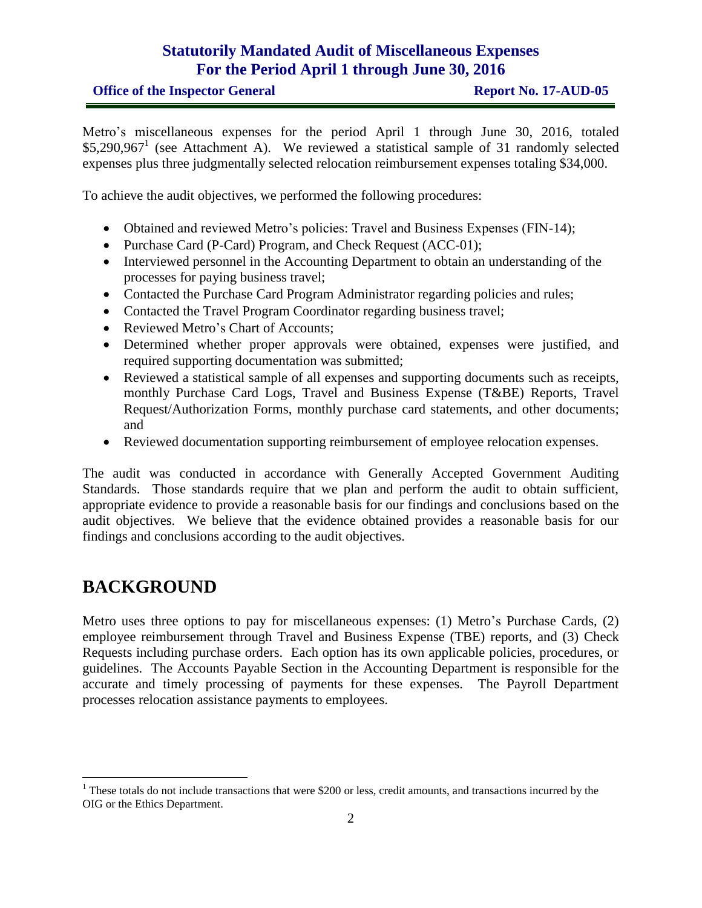Metro's miscellaneous expenses for the period April 1 through June 30, 2016, totaled $5,290,967[1] (see Attachment A). We reviewed a statistical sample of 31 randomly selected expenses plus three judgmentally selected relocation reimbursement expenses totaling $34,000.

To achieve the audit objectives, we performed the following procedures:

- Obtained and reviewed Metro's policies: Travel and Business Expenses (FIN-14);
- Purchase Card (P-Card) Program, and Check Request (ACC-01);
- Interviewed personnel in the Accounting Department to obtain an understanding of the processes for paying business travel;
- Contacted the Purchase Card Program Administrator regarding policies and rules;
- Contacted the Travel Program Coordinator regarding business travel;
- Reviewed Metro's Chart of Accounts;
- Determined whether proper approvals were obtained, expenses were justified, and required supporting documentation was submitted;
- Reviewed a statistical sample of all expenses and supporting documents such as receipts, monthly Purchase Card Logs, Travel and Business Expense (T&BE) Reports, Travel Request/Authorization Forms, monthly purchase card statements, and other documents; and
- Reviewed documentation supporting reimbursement of employee relocation expenses.

The audit was conducted in accordance with Generally Accepted Government Auditing Standards. Those standards require that we plan and perform the audit to obtain sufficient, appropriate evidence to provide a reasonable basis for our findings and conclusions based on the audit objectives. We believe that the evidence obtained provides a reasonable basis for our findings and conclusions according to the audit objectives.

# BACKGROUND

Metro uses three options to pay for miscellaneous expenses: (1) Metro's Purchase Cards, (2) employee reimbursement through Travel and Business Expense (TBE) reports, and (3) Check Requests including purchase orders. Each option has its own applicable policies, procedures, or guidelines. The Accounts Payable Section in the Accounting Department is responsible for the accurate and timely processing of payments for these expenses. The Payroll Department processes relocation assistance payments to employees.

---

[1] These totals do not include transactions that were $200 or less, credit amounts, and transactions incurred by the OIG or the Ethics Department.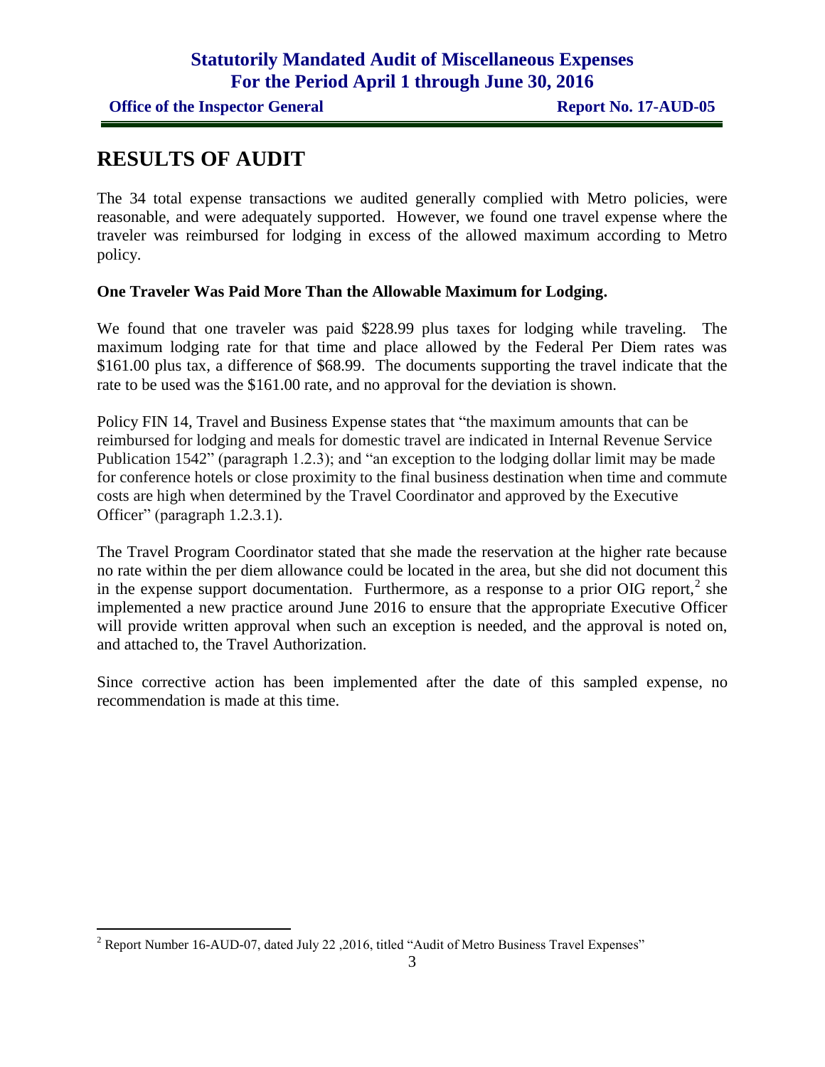# RESULTS OF AUDIT

The 34 total expense transactions we audited generally complied with Metro policies, were reasonable, and were adequately supported. However, we found one travel expense where the traveler was reimbursed for lodging in excess of the allowed maximum according to Metro policy.

**One Traveler Was Paid More Than the Allowable Maximum for Lodging.**

We found that one traveler was paid $228.99 plus taxes for lodging while traveling. The maximum lodging rate for that time and place allowed by the Federal Per Diem rates was $161.00 plus tax, a difference of $68.99. The documents supporting the travel indicate that the rate to be used was the $161.00 rate, and no approval for the deviation is shown.

Policy FIN 14, Travel and Business Expense states that "the maximum amounts that can be reimbursed for lodging and meals for domestic travel are indicated in Internal Revenue Service Publication 1542" (paragraph 1.2.3); and "an exception to the lodging dollar limit may be made for conference hotels or close proximity to the final business destination when time and commute costs are high when determined by the Travel Coordinator and approved by the Executive Officer" (paragraph 1.2.3.1).

The Travel Program Coordinator stated that she made the reservation at the higher rate because no rate within the per diem allowance could be located in the area, but she did not document this in the expense support documentation. Furthermore, as a response to a prior OIG report,[2] she implemented a new practice around June 2016 to ensure that the appropriate Executive Officer will provide written approval when such an exception is needed, and the approval is noted on, and attached to, the Travel Authorization.

Since corrective action has been implemented after the date of this sampled expense, no recommendation is made at this time.

[2] Report Number 16-AUD-07, dated July 22 ,2016, titled "Audit of Metro Business Travel Expenses"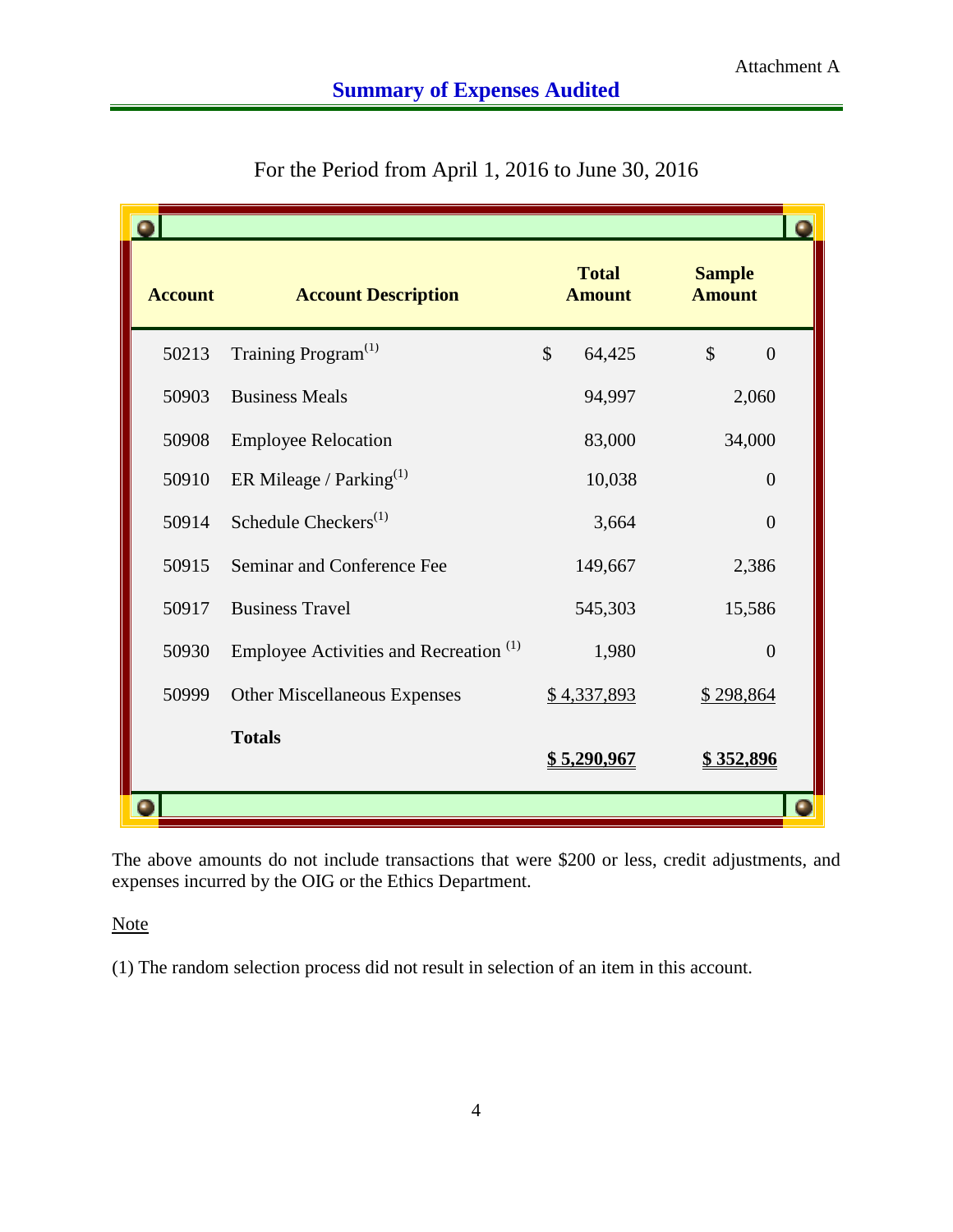Attachment A

## Summary of Expenses Audited

For the Period from April 1, 2016 to June 30, 2016

| Account | Account Description | Total Amount | Sample Amount |
|---|---|---|---|
| 50213 | Training Program[1] | $ 64,425 | $ 0 |
| 50903 | Business Meals | 94,997 | 2,060 |
| 50908 | Employee Relocation | 83,000 | 34,000 |
| 50910 | ER Mileage / Parking[1] | 10,038 | 0 |
| 50914 | Schedule Checkers[1] | 3,664 | 0 |
| 50915 | Seminar and Conference Fee | 149,667 | 2,386 |
| 50917 | Business Travel | 545,303 | 15,586 |
| 50930 | Employee Activities and Recreation [1] | 1,980 | 0 |
| 50999 | Other Miscellaneous Expenses | $ 4,337,893 | $ 298,864 |
| | **Totals** | **$ 5,290,967** | **$ 352,896** |

The above amounts do not include transactions that were $200 or less, credit adjustments, and expenses incurred by the OIG or the Ethics Department.

Note

(1) The random selection process did not result in selection of an item in this account.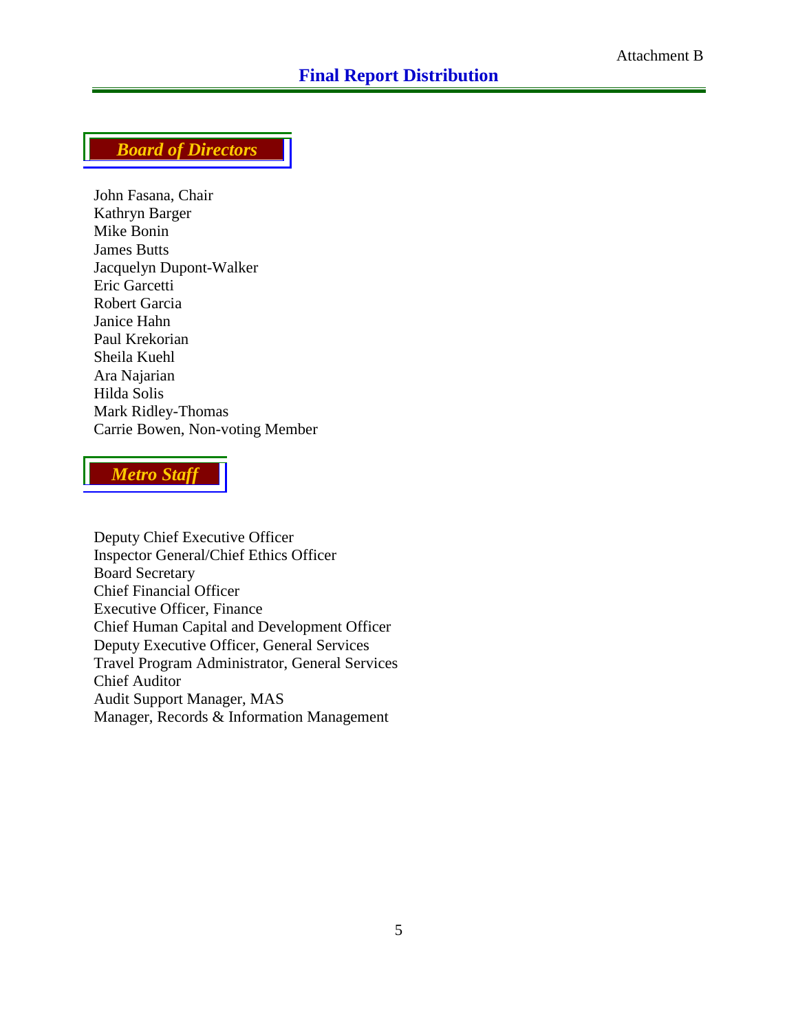Attachment B

# Final Report Distribution

## *Board of Directors*

John Fasana, Chair
Kathryn Barger
Mike Bonin
James Butts
Jacquelyn Dupont-Walker
Eric Garcetti
Robert Garcia
Janice Hahn
Paul Krekorian
Sheila Kuehl
Ara Najarian
Hilda Solis
Mark Ridley-Thomas
Carrie Bowen, Non-voting Member

## *Metro Staff*

Deputy Chief Executive Officer
Inspector General/Chief Ethics Officer
Board Secretary
Chief Financial Officer
Executive Officer, Finance
Chief Human Capital and Development Officer
Deputy Executive Officer, General Services
Travel Program Administrator, General Services
Chief Auditor
Audit Support Manager, MAS
Manager, Records & Information Management